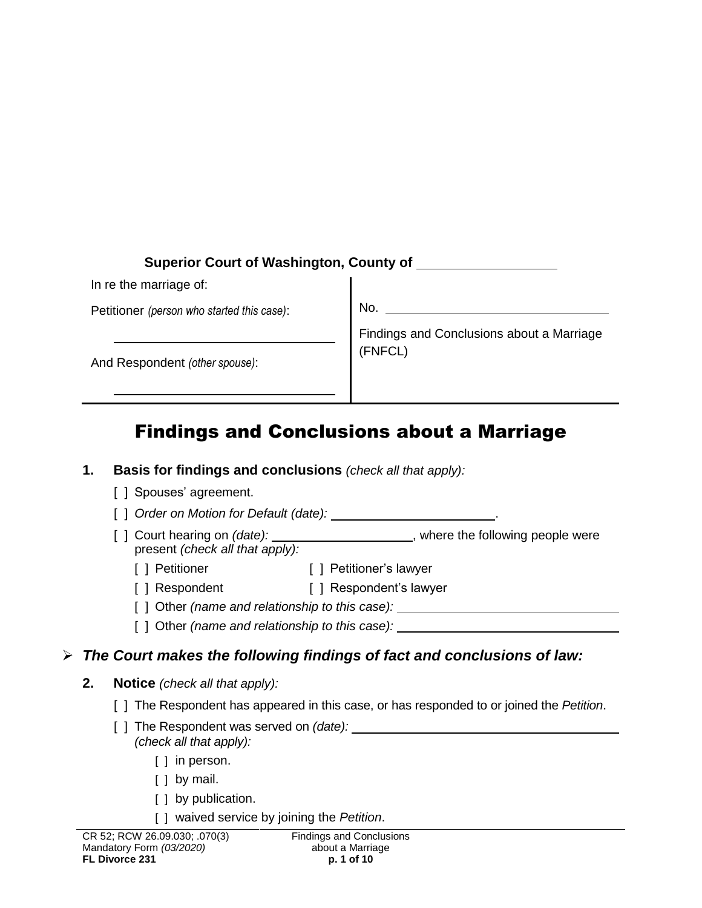**Superior Court of Washington, County of** ________________

| In re the marriage of: | |
|---|---|
| Petitioner *(person who started this case)*: ____________________ | No. ____________________ |
| And Respondent *(other spouse)*: ____________________ | Findings and Conclusions about a Marriage (FNFCL) |

# Findings and Conclusions about a Marriage

**1. Basis for findings and conclusions** *(check all that apply):*

[ ] Spouses' agreement.

[ ] *Order on Motion for Default (date):* ____________________.

[ ] Court hearing on *(date):* ________________, where the following people were present *(check all that apply):*

- [ ] Petitioner
- [ ] Petitioner's lawyer
- [ ] Respondent
- [ ] Respondent's lawyer
- [ ] Other *(name and relationship to this case):* ____________________
- [ ] Other *(name and relationship to this case):* ____________________

➢ ***The Court makes the following findings of fact and conclusions of law:***

**2. Notice** *(check all that apply):*

[ ] The Respondent has appeared in this case, or has responded to or joined the *Petition*.

[ ] The Respondent was served on *(date):* ____________________ *(check all that apply):*

- [ ] in person.
- [ ] by mail.
- [ ] by publication.
- [ ] waived service by joining the *Petition*.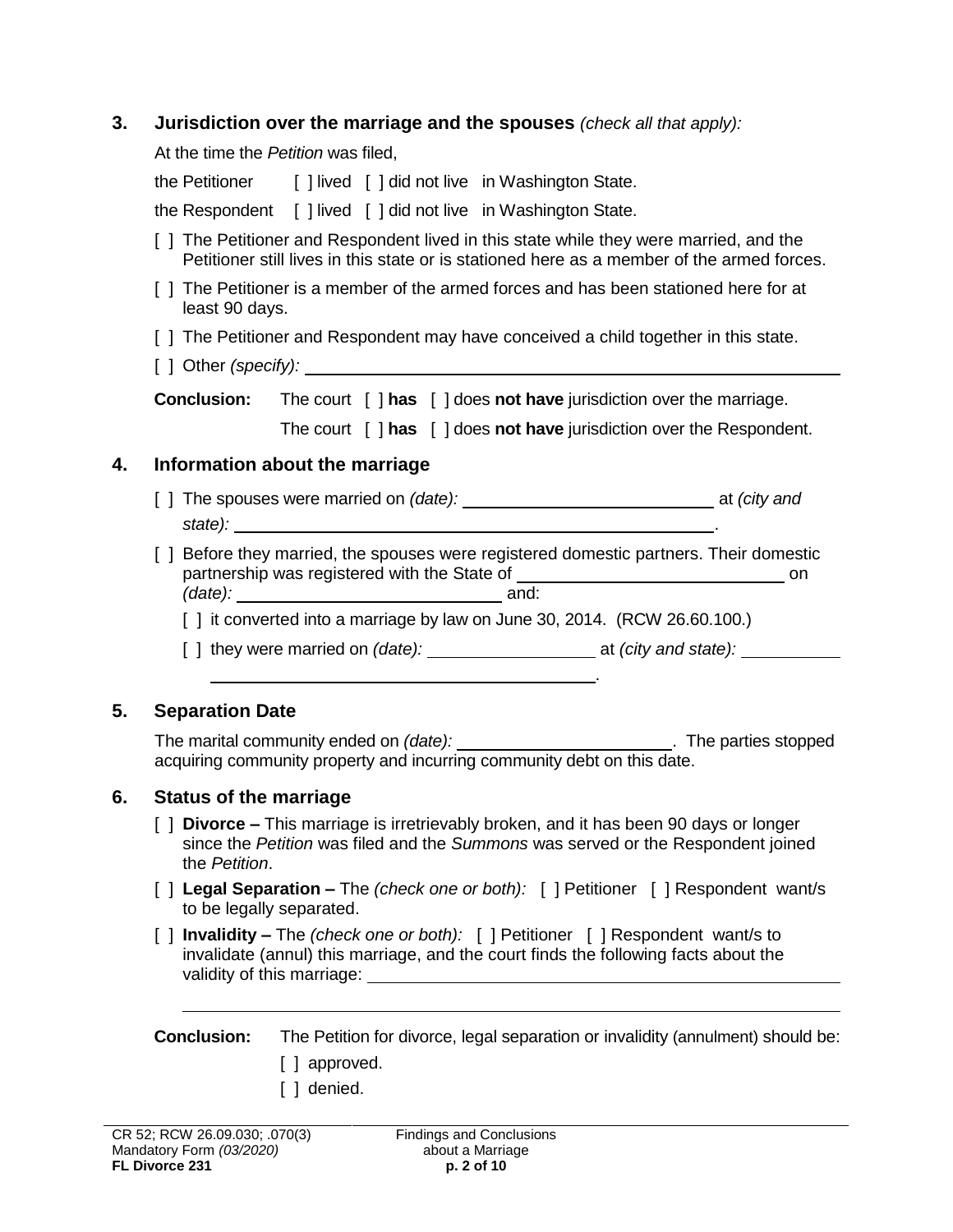## 3. Jurisdiction over the marriage and the spouses *(check all that apply):*

At the time the *Petition* was filed,

the Petitioner [ ] lived [ ] did not live in Washington State.

the Respondent [ ] lived [ ] did not live in Washington State.

[ ] The Petitioner and Respondent lived in this state while they were married, and the Petitioner still lives in this state or is stationed here as a member of the armed forces.

[ ] The Petitioner is a member of the armed forces and has been stationed here for at least 90 days.

[ ] The Petitioner and Respondent may have conceived a child together in this state.

[ ] Other *(specify):* ______________________________

**Conclusion:** The court [ ] **has** [ ] does **not have** jurisdiction over the marriage.

The court [ ] **has** [ ] does **not have** jurisdiction over the Respondent.

## 4. Information about the marriage

[ ] The spouses were married on *(date):* ______________ at *(city and state):* ______________.

[ ] Before they married, the spouses were registered domestic partners. Their domestic partnership was registered with the State of ______________ on *(date):* ______________ and:

- [ ] it converted into a marriage by law on June 30, 2014. (RCW 26.60.100.)
- [ ] they were married on *(date):* ______________ at *(city and state):* ______________.

## 5. Separation Date

The marital community ended on *(date):* ______________. The parties stopped acquiring community property and incurring community debt on this date.

## 6. Status of the marriage

[ ] **Divorce –** This marriage is irretrievably broken, and it has been 90 days or longer since the *Petition* was filed and the *Summons* was served or the Respondent joined the *Petition*.

[ ] **Legal Separation –** The *(check one or both):* [ ] Petitioner [ ] Respondent want/s to be legally separated.

[ ] **Invalidity –** The *(check one or both):* [ ] Petitioner [ ] Respondent want/s to invalidate (annul) this marriage, and the court finds the following facts about the validity of this marriage: ______________________________

______________________________

**Conclusion:** The Petition for divorce, legal separation or invalidity (annulment) should be:

[ ] approved.

[ ] denied.

CR 52; RCW 26.09.030; .070(3)
Mandatory Form *(03/2020)*
**FL Divorce 231**

Findings and Conclusions about a Marriage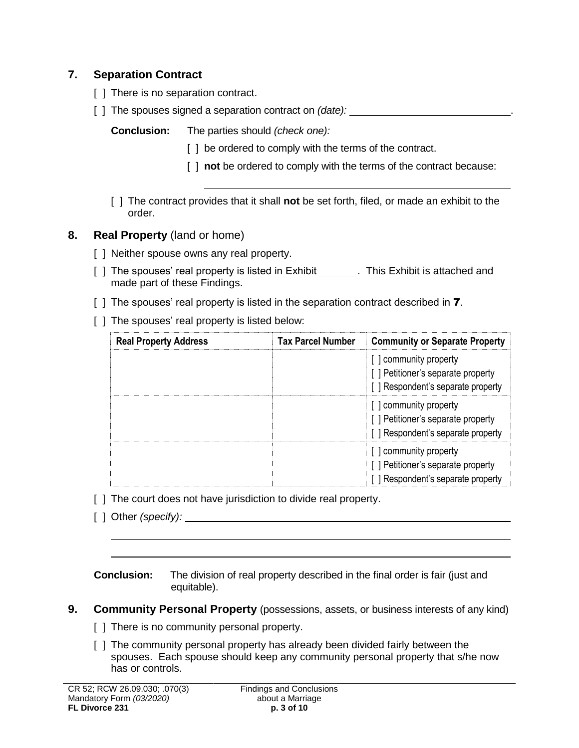## 7. Separation Contract

[ ] There is no separation contract.

[ ] The spouses signed a separation contract on *(date):* \_\_\_\_\_\_\_\_\_\_\_\_\_\_\_\_\_\_\_\_\_\_\_\_\_\_\_\_.

**Conclusion:** The parties should *(check one):*

[ ] be ordered to comply with the terms of the contract.

[ ] **not** be ordered to comply with the terms of the contract because:

\_\_\_\_\_\_\_\_\_\_\_\_\_\_\_\_\_\_\_\_\_\_\_\_\_\_\_\_\_\_\_\_\_\_\_\_\_\_\_\_\_\_\_\_\_\_

[ ] The contract provides that it shall **not** be set forth, filed, or made an exhibit to the order.

## 8. Real Property (land or home)

[ ] Neither spouse owns any real property.

[ ] The spouses' real property is listed in Exhibit \_\_\_\_\_\_. This Exhibit is attached and made part of these Findings.

[ ] The spouses' real property is listed in the separation contract described in **7**.

[ ] The spouses' real property is listed below:

| Real Property Address | Tax Parcel Number | Community or Separate Property |
|---|---|---|
| | | [ ] community property<br>[ ] Petitioner's separate property<br>[ ] Respondent's separate property |
| | | [ ] community property<br>[ ] Petitioner's separate property<br>[ ] Respondent's separate property |
| | | [ ] community property<br>[ ] Petitioner's separate property<br>[ ] Respondent's separate property |

[ ] The court does not have jurisdiction to divide real property.

[ ] Other *(specify):* \_\_\_\_\_\_\_\_\_\_\_\_\_\_\_\_\_\_\_\_\_\_\_\_\_\_\_\_\_\_\_\_\_\_\_\_\_\_\_\_\_\_\_\_\_\_\_\_\_\_\_\_

\_\_\_\_\_\_\_\_\_\_\_\_\_\_\_\_\_\_\_\_\_\_\_\_\_\_\_\_\_\_\_\_\_\_\_\_\_\_\_\_\_\_\_\_\_\_\_\_\_\_\_\_\_\_\_\_\_\_\_\_\_\_\_\_

\_\_\_\_\_\_\_\_\_\_\_\_\_\_\_\_\_\_\_\_\_\_\_\_\_\_\_\_\_\_\_\_\_\_\_\_\_\_\_\_\_\_\_\_\_\_\_\_\_\_\_\_\_\_\_\_\_\_\_\_\_\_\_\_

**Conclusion:** The division of real property described in the final order is fair (just and equitable).

## 9. Community Personal Property (possessions, assets, or business interests of any kind)

[ ] There is no community personal property.

[ ] The community personal property has already been divided fairly between the spouses. Each spouse should keep any community personal property that s/he now has or controls.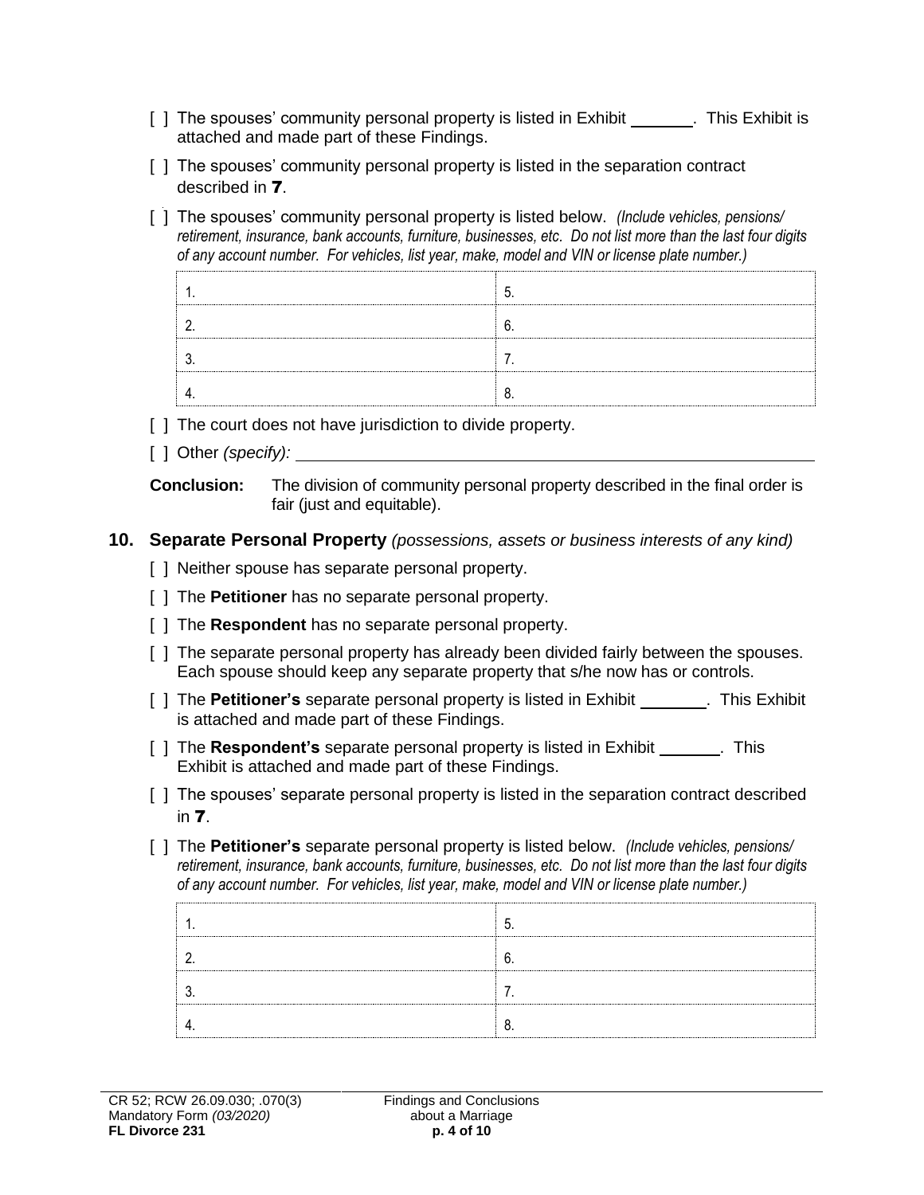[ ] The spouses' community personal property is listed in Exhibit _______. This Exhibit is attached and made part of these Findings.

[ ] The spouses' community personal property is listed in the separation contract described in **7**.

[ ] The spouses' community personal property is listed below. *(Include vehicles, pensions/ retirement, insurance, bank accounts, furniture, businesses, etc. Do not list more than the last four digits of any account number. For vehicles, list year, make, model and VIN or license plate number.)*

| | |
|---|---|
| 1. | 5. |
| 2. | 6. |
| 3. | 7. |
| 4. | 8. |

[ ] The court does not have jurisdiction to divide property.

[ ] Other *(specify):* ____________________________________________

**Conclusion:** The division of community personal property described in the final order is fair (just and equitable).

## 10. Separate Personal Property *(possessions, assets or business interests of any kind)*

[ ] Neither spouse has separate personal property.

[ ] The **Petitioner** has no separate personal property.

[ ] The **Respondent** has no separate personal property.

[ ] The separate personal property has already been divided fairly between the spouses. Each spouse should keep any separate property that s/he now has or controls.

[ ] The **Petitioner's** separate personal property is listed in Exhibit _______. This Exhibit is attached and made part of these Findings.

[ ] The **Respondent's** separate personal property is listed in Exhibit _______. This Exhibit is attached and made part of these Findings.

[ ] The spouses' separate personal property is listed in the separation contract described in **7**.

[ ] The **Petitioner's** separate personal property is listed below. *(Include vehicles, pensions/ retirement, insurance, bank accounts, furniture, businesses, etc. Do not list more than the last four digits of any account number. For vehicles, list year, make, model and VIN or license plate number.)*

| | |
|---|---|
| 1. | 5. |
| 2. | 6. |
| 3. | 7. |
| 4. | 8. |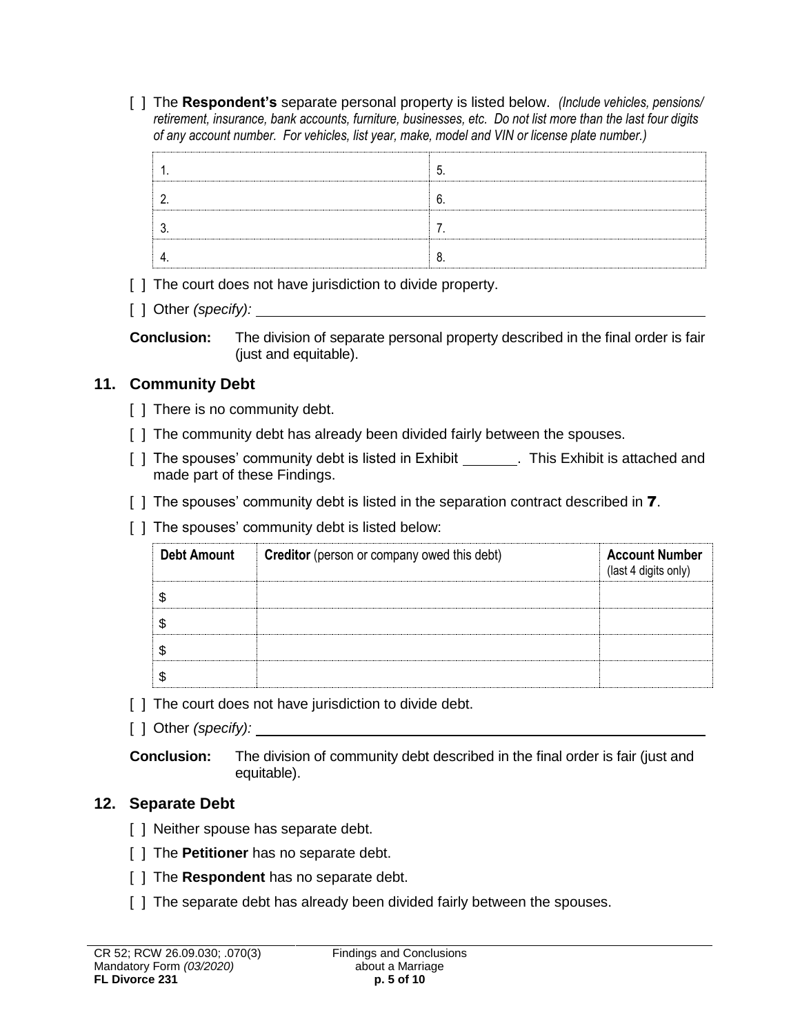[ ] The **Respondent's** separate personal property is listed below. *(Include vehicles, pensions/ retirement, insurance, bank accounts, furniture, businesses, etc. Do not list more than the last four digits of any account number. For vehicles, list year, make, model and VIN or license plate number.)*

| | |
|---|---|
| 1. | 5. |
| 2. | 6. |
| 3. | 7. |
| 4. | 8. |

[ ] The court does not have jurisdiction to divide property.

[ ] Other *(specify):* ____________________

**Conclusion:** The division of separate personal property described in the final order is fair (just and equitable).

## 11. Community Debt

[ ] There is no community debt.

[ ] The community debt has already been divided fairly between the spouses.

[ ] The spouses' community debt is listed in Exhibit _______. This Exhibit is attached and made part of these Findings.

[ ] The spouses' community debt is listed in the separation contract described in **7**.

[ ] The spouses' community debt is listed below:

| **Debt Amount** | **Creditor** (person or company owed this debt) | **Account Number** (last 4 digits only) |
|---|---|---|
| $ | | |
| $ | | |
| $ | | |
| $ | | |

[ ] The court does not have jurisdiction to divide debt.

[ ] Other *(specify):* ____________________

**Conclusion:** The division of community debt described in the final order is fair (just and equitable).

## 12. Separate Debt

[ ] Neither spouse has separate debt.

[ ] The **Petitioner** has no separate debt.

[ ] The **Respondent** has no separate debt.

[ ] The separate debt has already been divided fairly between the spouses.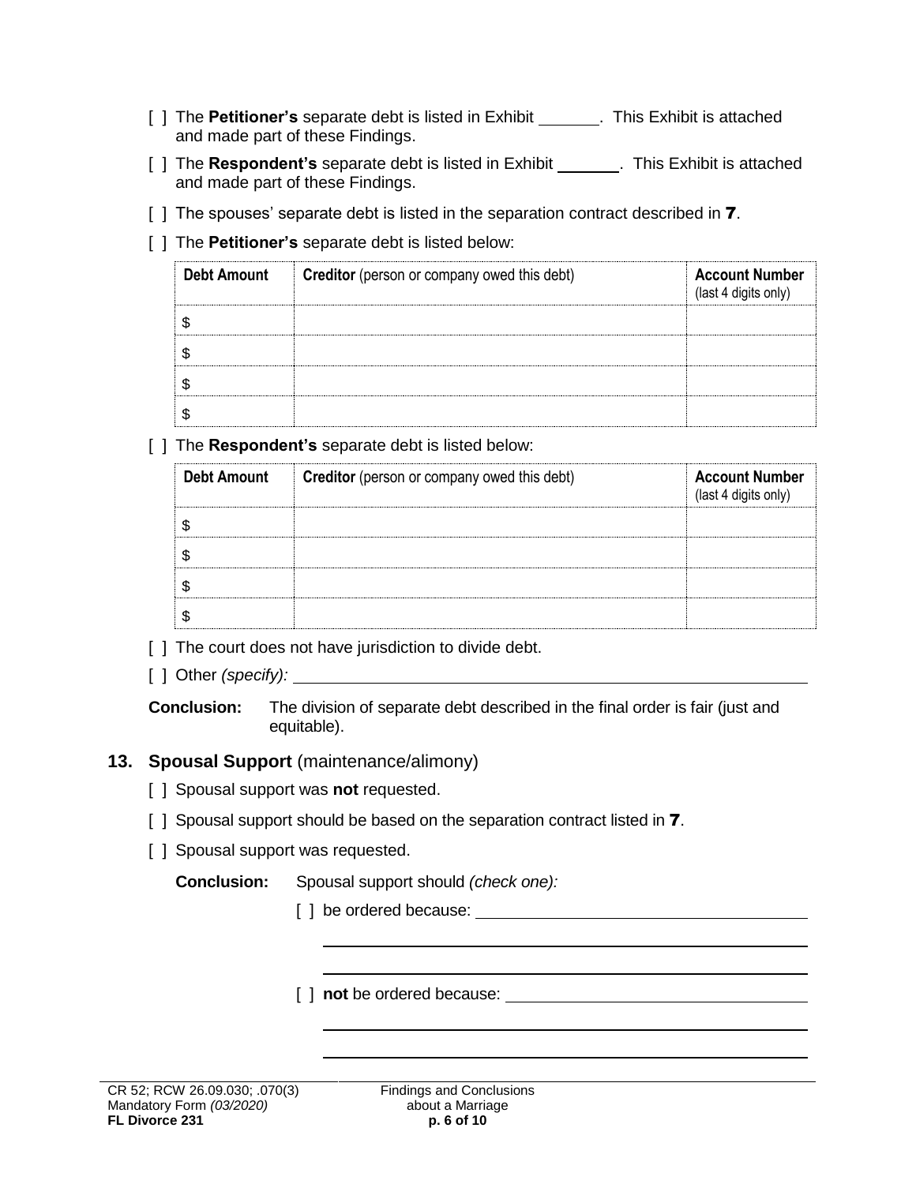[ ] The **Petitioner's** separate debt is listed in Exhibit ______. This Exhibit is attached and made part of these Findings.

[ ] The **Respondent's** separate debt is listed in Exhibit ______. This Exhibit is attached and made part of these Findings.

[ ] The spouses' separate debt is listed in the separation contract described in **7**.

[ ] The **Petitioner's** separate debt is listed below:

| **Debt Amount** | **Creditor** (person or company owed this debt) | **Account Number** (last 4 digits only) |
|---|---|---|
| $ | | |
| $ | | |
| $ | | |
| $ | | |

[ ] The **Respondent's** separate debt is listed below:

| **Debt Amount** | **Creditor** (person or company owed this debt) | **Account Number** (last 4 digits only) |
|---|---|---|
| $ | | |
| $ | | |
| $ | | |
| $ | | |

[ ] The court does not have jurisdiction to divide debt.

[ ] Other *(specify):* ______________________________

**Conclusion:** The division of separate debt described in the final order is fair (just and equitable).

## 13. Spousal Support (maintenance/alimony)

[ ] Spousal support was **not** requested.

[ ] Spousal support should be based on the separation contract listed in **7**.

[ ] Spousal support was requested.

**Conclusion:** Spousal support should *(check one):*

[ ] be ordered because: ______________________________

______________________________

______________________________

[ ] **not** be ordered because: ______________________________

______________________________

______________________________

CR 52; RCW 26.09.030; .070(3)
Mandatory Form *(03/2020)*
**FL Divorce 231**

Findings and Conclusions about a Marriage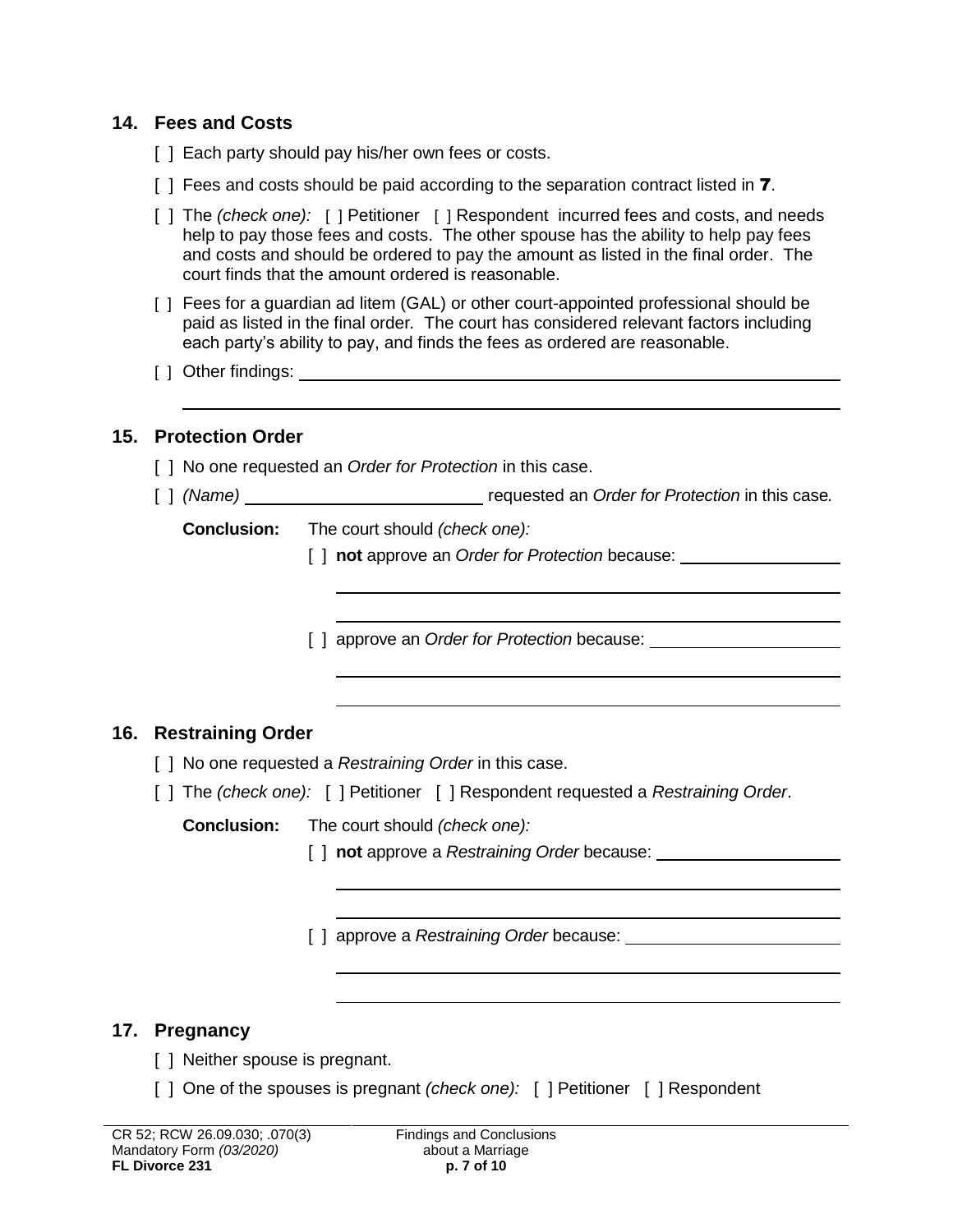## 14. Fees and Costs

[ ] Each party should pay his/her own fees or costs.

[ ] Fees and costs should be paid according to the separation contract listed in **7**.

[ ] The *(check one):* [ ] Petitioner [ ] Respondent incurred fees and costs, and needs help to pay those fees and costs. The other spouse has the ability to help pay fees and costs and should be ordered to pay the amount as listed in the final order. The court finds that the amount ordered is reasonable.

[ ] Fees for a guardian ad litem (GAL) or other court-appointed professional should be paid as listed in the final order. The court has considered relevant factors including each party's ability to pay, and finds the fees as ordered are reasonable.

[ ] Other findings: ______________________________________________

______________________________________________

## 15. Protection Order

[ ] No one requested an *Order for Protection* in this case.

[ ] *(Name)* ________________________ requested an *Order for Protection* in this case*.*

**Conclusion:** The court should *(check one):*

[ ] **not** approve an *Order for Protection* because: ________________

______________________________________________

______________________________________________

[ ] approve an *Order for Protection* because: ________________

______________________________________________

______________________________________________

## 16. Restraining Order

[ ] No one requested a *Restraining Order* in this case.

[ ] The *(check one):* [ ] Petitioner [ ] Respondent requested a *Restraining Order*.

**Conclusion:** The court should *(check one):*

[ ] **not** approve a *Restraining Order* because: ________________

______________________________________________

______________________________________________

[ ] approve a *Restraining Order* because: ________________

______________________________________________

______________________________________________

## 17. Pregnancy

[ ] Neither spouse is pregnant.

[ ] One of the spouses is pregnant *(check one):* [ ] Petitioner [ ] Respondent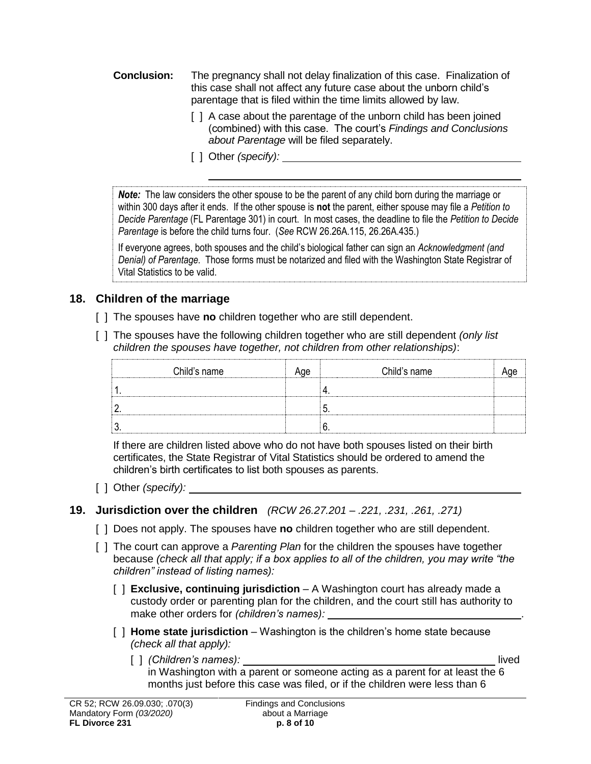**Conclusion:** The pregnancy shall not delay finalization of this case. Finalization of this case shall not affect any future case about the unborn child's parentage that is filed within the time limits allowed by law.

[ ] A case about the parentage of the unborn child has been joined (combined) with this case. The court's *Findings and Conclusions about Parentage* will be filed separately.

[ ] Other *(specify):* ____________________

____________________

> ***Note:*** The law considers the other spouse to be the parent of any child born during the marriage or within 300 days after it ends. If the other spouse is **not** the parent, either spouse may file a *Petition to Decide Parentage* (FL Parentage 301) in court. In most cases, the deadline to file the *Petition to Decide Parentage* is before the child turns four. (*See* RCW 26.26A.115, 26.26A.435.)
>
> If everyone agrees, both spouses and the child's biological father can sign an *Acknowledgment (and Denial) of Parentage.* Those forms must be notarized and filed with the Washington State Registrar of Vital Statistics to be valid.

## 18. Children of the marriage

[ ] The spouses have **no** children together who are still dependent.

[ ] The spouses have the following children together who are still dependent *(only list children the spouses have together, not children from other relationships)*:

| Child's name | Age | Child's name | Age |
|---|---|---|---|
| 1. | | 4. | |
| 2. | | 5. | |
| 3. | | 6. | |

If there are children listed above who do not have both spouses listed on their birth certificates, the State Registrar of Vital Statistics should be ordered to amend the children's birth certificates to list both spouses as parents.

[ ] Other *(specify):* ____________________

## 19. Jurisdiction over the children *(RCW 26.27.201 – .221, .231, .261, .271)*

[ ] Does not apply. The spouses have **no** children together who are still dependent.

[ ] The court can approve a *Parenting Plan* for the children the spouses have together because *(check all that apply; if a box applies to all of the children, you may write "the children" instead of listing names):*

[ ] **Exclusive, continuing jurisdiction** – A Washington court has already made a custody order or parenting plan for the children, and the court still has authority to make other orders for *(children's names):* ____________________.

[ ] **Home state jurisdiction** – Washington is the children's home state because *(check all that apply):*

[ ] *(Children's names):* ____________________ lived in Washington with a parent or someone acting as a parent for at least the 6 months just before this case was filed, or if the children were less than 6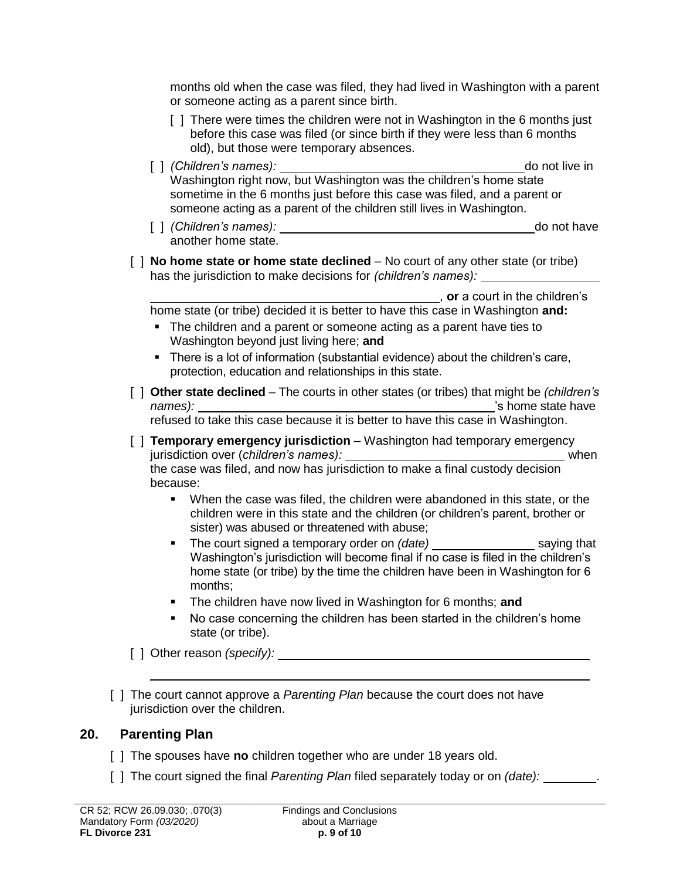months old when the case was filed, they had lived in Washington with a parent or someone acting as a parent since birth.

[ ] There were times the children were not in Washington in the 6 months just before this case was filed (or since birth if they were less than 6 months old), but those were temporary absences.

[ ] *(Children's names):* ______________________ do not live in Washington right now, but Washington was the children's home state sometime in the 6 months just before this case was filed, and a parent or someone acting as a parent of the children still lives in Washington.

[ ] *(Children's names):* ______________________ do not have another home state.

[ ] **No home state or home state declined** – No court of any other state (or tribe) has the jurisdiction to make decisions for *(children's names):* ______________________, **or** a court in the children's home state (or tribe) decided it is better to have this case in Washington **and:**

- The children and a parent or someone acting as a parent have ties to Washington beyond just living here; **and**
- There is a lot of information (substantial evidence) about the children's care, protection, education and relationships in this state.

[ ] **Other state declined** – The courts in other states (or tribes) that might be *(children's names):* ______________________'s home state have refused to take this case because it is better to have this case in Washington.

[ ] **Temporary emergency jurisdiction** – Washington had temporary emergency jurisdiction over (*children's names):* ______________________ when the case was filed, and now has jurisdiction to make a final custody decision because:

- When the case was filed, the children were abandoned in this state, or the children were in this state and the children (or children's parent, brother or sister) was abused or threatened with abuse;
- The court signed a temporary order on *(date)* ____________ saying that Washington's jurisdiction will become final if no case is filed in the children's home state (or tribe) by the time the children have been in Washington for 6 months;
- The children have now lived in Washington for 6 months; **and**
- No case concerning the children has been started in the children's home state (or tribe).

[ ] Other reason *(specify):* ______________________

[ ] The court cannot approve a *Parenting Plan* because the court does not have jurisdiction over the children.

## 20. Parenting Plan

[ ] The spouses have **no** children together who are under 18 years old.

[ ] The court signed the final *Parenting Plan* filed separately today or on *(date):* ________.

CR 52; RCW 26.09.030; .070(3)
Mandatory Form *(03/2020)*
**FL Divorce 231**

Findings and Conclusions about a Marriage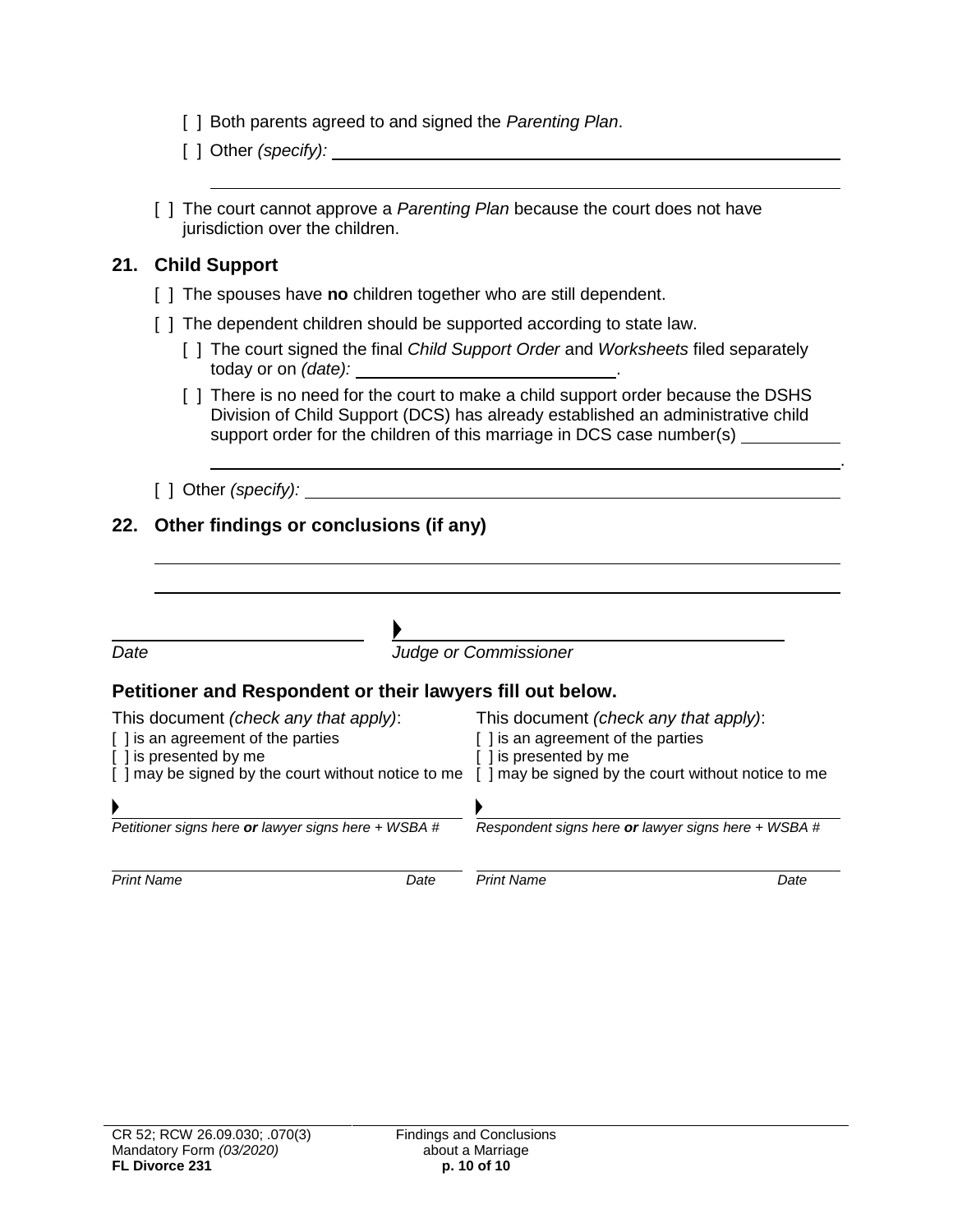[ ] Both parents agreed to and signed the *Parenting Plan*.

[ ] Other *(specify):* ______________________________________________

______________________________________________

[ ] The court cannot approve a *Parenting Plan* because the court does not have jurisdiction over the children.

## 21. Child Support

[ ] The spouses have **no** children together who are still dependent.

[ ] The dependent children should be supported according to state law.

- [ ] The court signed the final *Child Support Order* and *Worksheets* filed separately today or on *(date):* ____________________.
- [ ] There is no need for the court to make a child support order because the DSHS Division of Child Support (DCS) has already established an administrative child support order for the children of this marriage in DCS case number(s) __________ ______________________________________________.

[ ] Other *(specify):* ______________________________________________

## 22. Other findings or conclusions (if any)

______________________________________________

______________________________________________

| | |
|---|---|
| ____________________ | ► ______________________________ |
| *Date* | *Judge or Commissioner* |

### Petitioner and Respondent or their lawyers fill out below.

| | |
|---|---|
| This document *(check any that apply)*: | This document *(check any that apply)*: |
| [ ] is an agreement of the parties | [ ] is an agreement of the parties |
| [ ] is presented by me | [ ] is presented by me |
| [ ] may be signed by the court without notice to me | [ ] may be signed by the court without notice to me |
| ► ______________________________ | ► ______________________________ |
| *Petitioner signs here **or** lawyer signs here + WSBA #* | *Respondent signs here **or** lawyer signs here + WSBA #* |
| ______________________________ | ______________________________ |
| *Print Name* *Date* | *Print Name* *Date* |

CR 52; RCW 26.09.030; .070(3)
Mandatory Form *(03/2020)*
**FL Divorce 231**

Findings and Conclusions about a Marriage